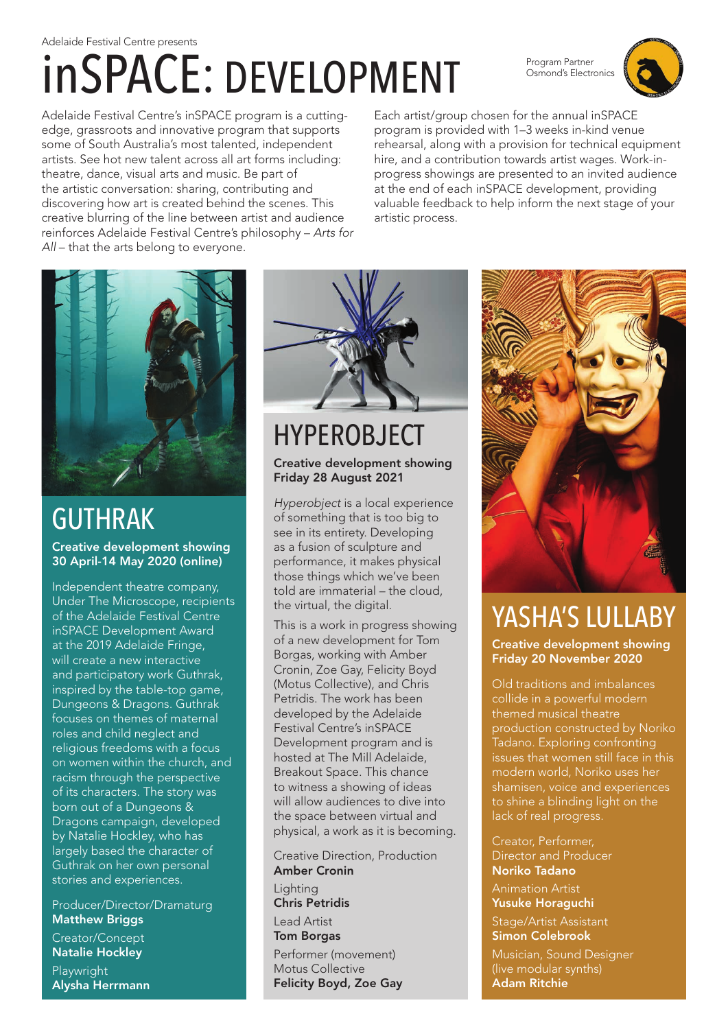Adelaide Festival Centre presents

# inSPACE: DEVELOPMENT

Program Partner
Osmond's Electronics

Adelaide Festival Centre's inSPACE program is a cutting-edge, grassroots and innovative program that supports some of South Australia's most talented, independent artists. See hot new talent across all art forms including: theatre, dance, visual arts and music. Be part of the artistic conversation: sharing, contributing and discovering how art is created behind the scenes. This creative blurring of the line between artist and audience reinforces Adelaide Festival Centre's philosophy – *Arts for All* – that the arts belong to everyone.

Each artist/group chosen for the annual inSPACE program is provided with 1–3 weeks in-kind venue rehearsal, along with a provision for technical equipment hire, and a contribution towards artist wages. Work-in-progress showings are presented to an invited audience at the end of each inSPACE development, providing valuable feedback to help inform the next stage of your artistic process.

## GUTHRAK

**Creative development showing
30 April-14 May 2020 (online)**

Independent theatre company, Under The Microscope, recipients of the Adelaide Festival Centre inSPACE Development Award at the 2019 Adelaide Fringe, will create a new interactive and participatory work Guthrak, inspired by the table-top game, Dungeons & Dragons. Guthrak focuses on themes of maternal roles and child neglect and religious freedoms with a focus on women within the church, and racism through the perspective of its characters. The story was born out of a Dungeons & Dragons campaign, developed by Natalie Hockley, who has largely based the character of Guthrak on her own personal stories and experiences.

Producer/Director/Dramaturg
**Matthew Briggs**

Creator/Concept
**Natalie Hockley**

Playwright
**Alysha Herrmann**

## HYPEROBJECT

**Creative development showing
Friday 28 August 2021**

*Hyperobject* is a local experience of something that is too big to see in its entirety. Developing as a fusion of sculpture and performance, it makes physical those things which we've been told are immaterial – the cloud, the virtual, the digital.

This is a work in progress showing of a new development for Tom Borgas, working with Amber Cronin, Zoe Gay, Felicity Boyd (Motus Collective), and Chris Petridis. The work has been developed by the Adelaide Festival Centre's inSPACE Development program and is hosted at The Mill Adelaide, Breakout Space. This chance to witness a showing of ideas will allow audiences to dive into the space between virtual and physical, a work as it is becoming.

Creative Direction, Production
**Amber Cronin**

Lighting
**Chris Petridis**

Lead Artist
**Tom Borgas**

Performer (movement)
Motus Collective
**Felicity Boyd, Zoe Gay**

## YASHA'S LULLABY

**Creative development showing
Friday 20 November 2020**

Old traditions and imbalances collide in a powerful modern themed musical theatre production constructed by Noriko Tadano. Exploring confronting issues that women still face in this modern world, Noriko uses her shamisen, voice and experiences to shine a blinding light on the lack of real progress.

Creator, Performer, Director and Producer
**Noriko Tadano**

Animation Artist
**Yusuke Horaguchi**

Stage/Artist Assistant
**Simon Colebrook**

Musician, Sound Designer (live modular synths)
**Adam Ritchie**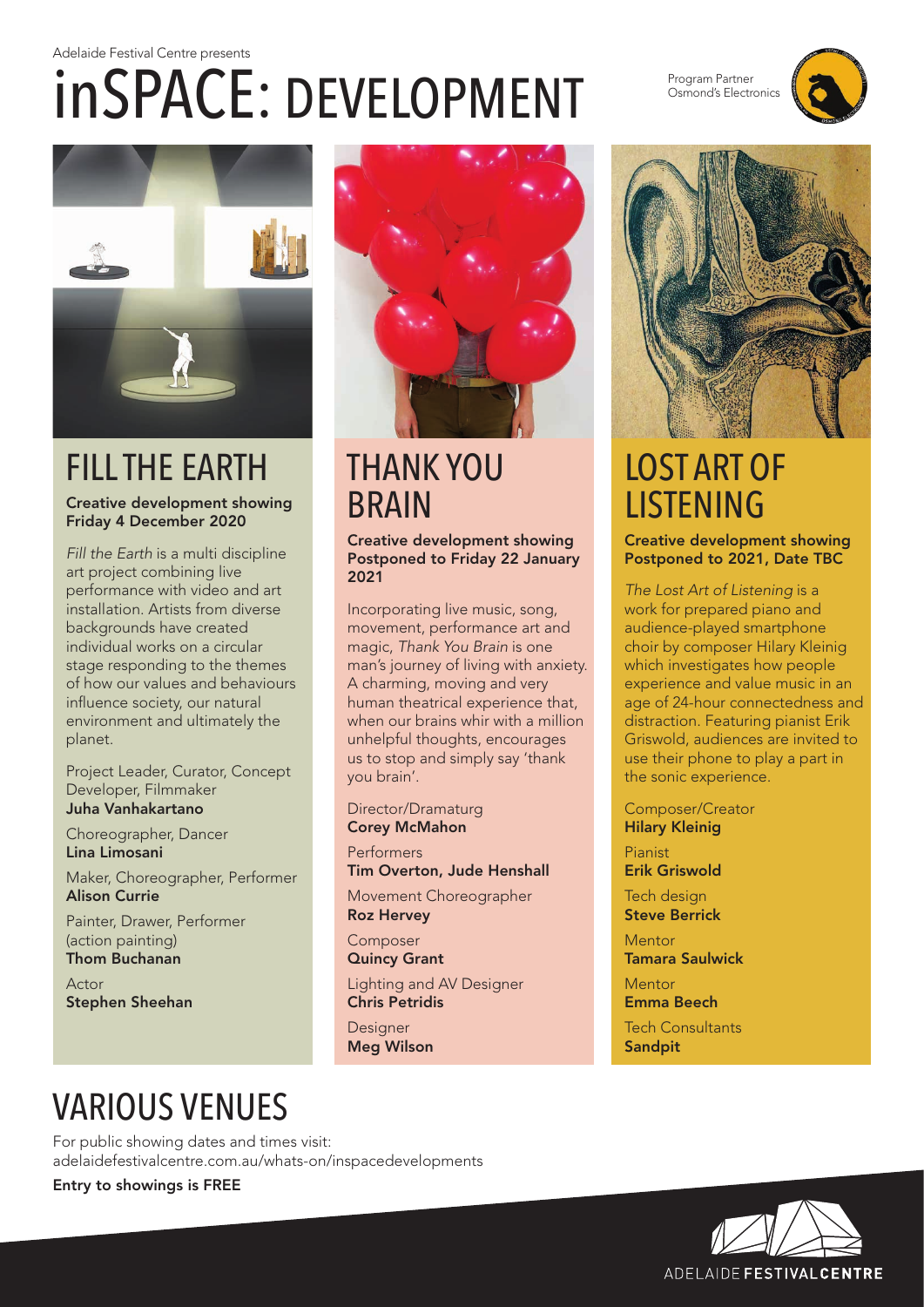Adelaide Festival Centre presents

# inSPACE: DEVELOPMENT

Program Partner
Osmond's Electronics

## FILL THE EARTH

**Creative development showing**
**Friday 4 December 2020**

*Fill the Earth* is a multi discipline art project combining live performance with video and art installation. Artists from diverse backgrounds have created individual works on a circular stage responding to the themes of how our values and behaviours influence society, our natural environment and ultimately the planet.

Project Leader, Curator, Concept Developer, Filmmaker
**Juha Vanhakartano**

Choreographer, Dancer
**Lina Limosani**

Maker, Choreographer, Performer
**Alison Currie**

Painter, Drawer, Performer (action painting)
**Thom Buchanan**

Actor
**Stephen Sheehan**

## THANK YOU BRAIN

**Creative development showing**
**Postponed to Friday 22 January 2021**

Incorporating live music, song, movement, performance art and magic, *Thank You Brain* is one man's journey of living with anxiety. A charming, moving and very human theatrical experience that, when our brains whir with a million unhelpful thoughts, encourages us to stop and simply say 'thank you brain'.

Director/Dramaturg
**Corey McMahon**

Performers
**Tim Overton, Jude Henshall**

Movement Choreographer
**Roz Hervey**

Composer
**Quincy Grant**

Lighting and AV Designer
**Chris Petridis**

Designer
**Meg Wilson**

## LOST ART OF LISTENING

**Creative development showing**
**Postponed to 2021, Date TBC**

*The Lost Art of Listening* is a work for prepared piano and audience-played smartphone choir by composer Hilary Kleinig which investigates how people experience and value music in an age of 24-hour connectedness and distraction. Featuring pianist Erik Griswold, audiences are invited to use their phone to play a part in the sonic experience.

Composer/Creator
**Hilary Kleinig**

Pianist
**Erik Griswold**

Tech design
**Steve Berrick**

Mentor
**Tamara Saulwick**

Mentor
**Emma Beech**

Tech Consultants
**Sandpit**

## VARIOUS VENUES

For public showing dates and times visit:
adelaidefestivalcentre.com.au/whats-on/inspacedevelopments

**Entry to showings is FREE**

ADELAIDE FESTIVAL CENTRE